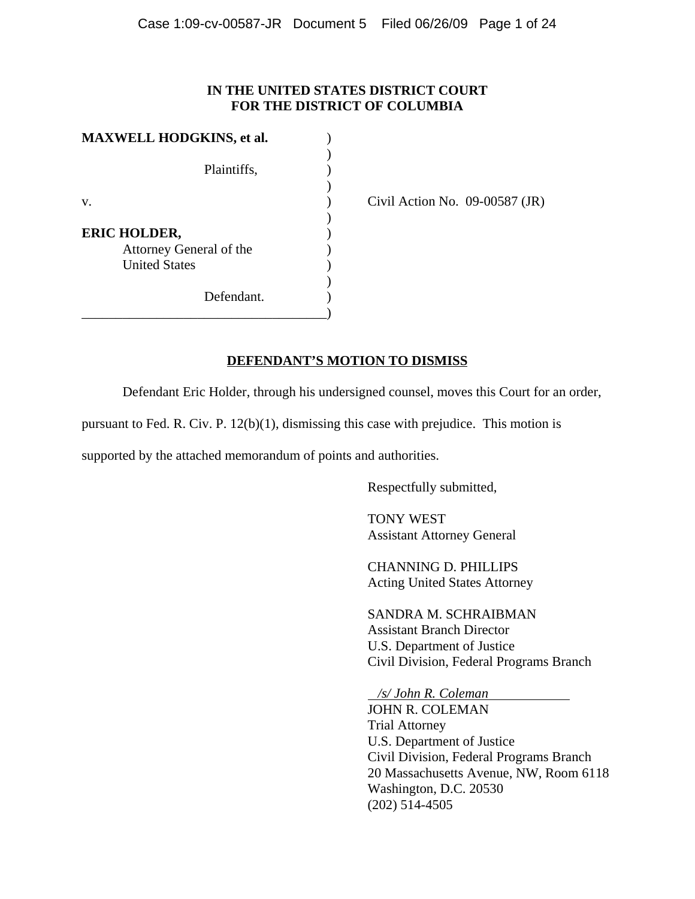**IN THE UNITED STATES DISTRICT COURT**
**FOR THE DISTRICT OF COLUMBIA**

**MAXWELL HODGKINS, et al.**

Plaintiffs,

v.

**ERIC HOLDER,**
Attorney General of the
United States

Defendant.

Civil Action No. 09-00587 (JR)

## DEFENDANT'S MOTION TO DISMISS

Defendant Eric Holder, through his undersigned counsel, moves this Court for an order, pursuant to Fed. R. Civ. P. 12(b)(1), dismissing this case with prejudice. This motion is supported by the attached memorandum of points and authorities.

Respectfully submitted,

TONY WEST
Assistant Attorney General

CHANNING D. PHILLIPS
Acting United States Attorney

SANDRA M. SCHRAIBMAN
Assistant Branch Director
U.S. Department of Justice
Civil Division, Federal Programs Branch

*/s/ John R. Coleman*
JOHN R. COLEMAN
Trial Attorney
U.S. Department of Justice
Civil Division, Federal Programs Branch
20 Massachusetts Avenue, NW, Room 6118
Washington, D.C. 20530
(202) 514-4505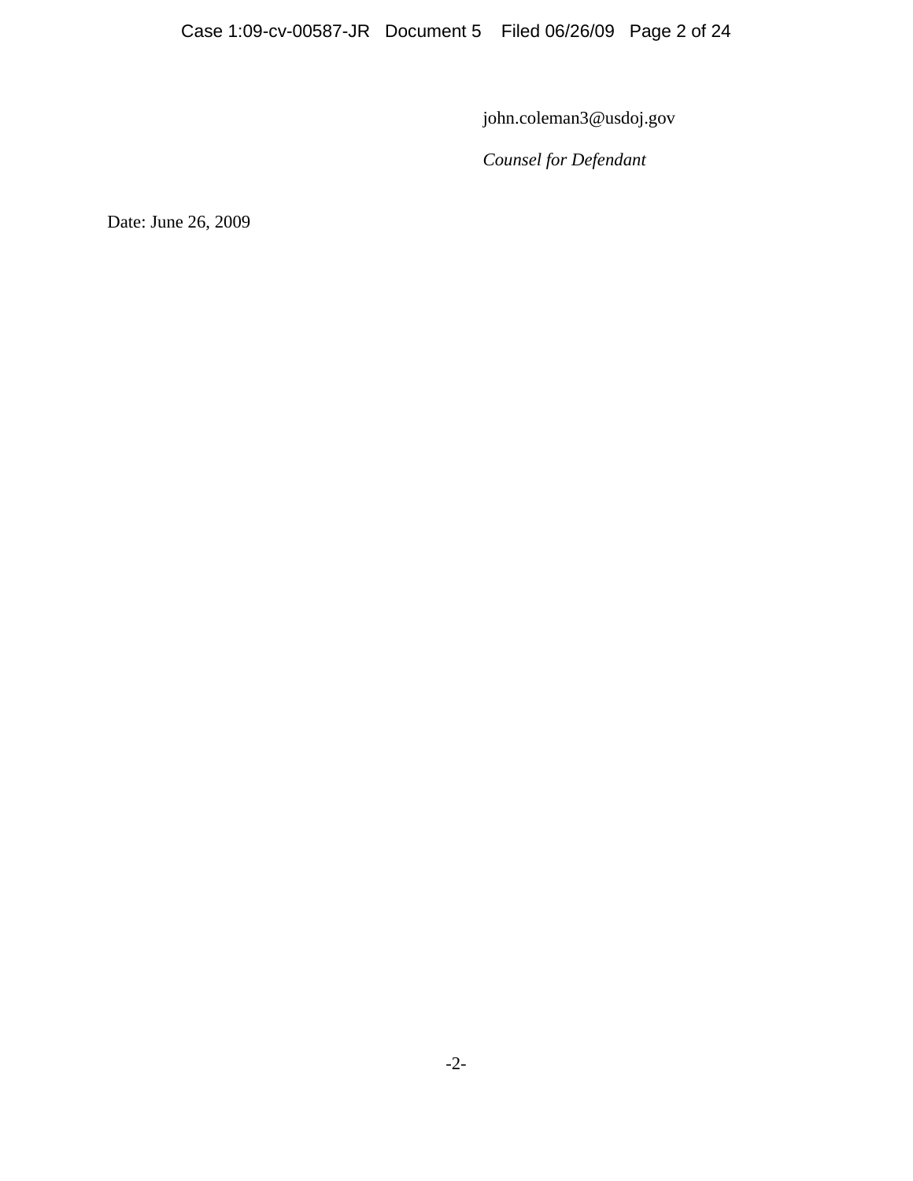john.coleman3@usdoj.gov

*Counsel for Defendant*

Date: June 26, 2009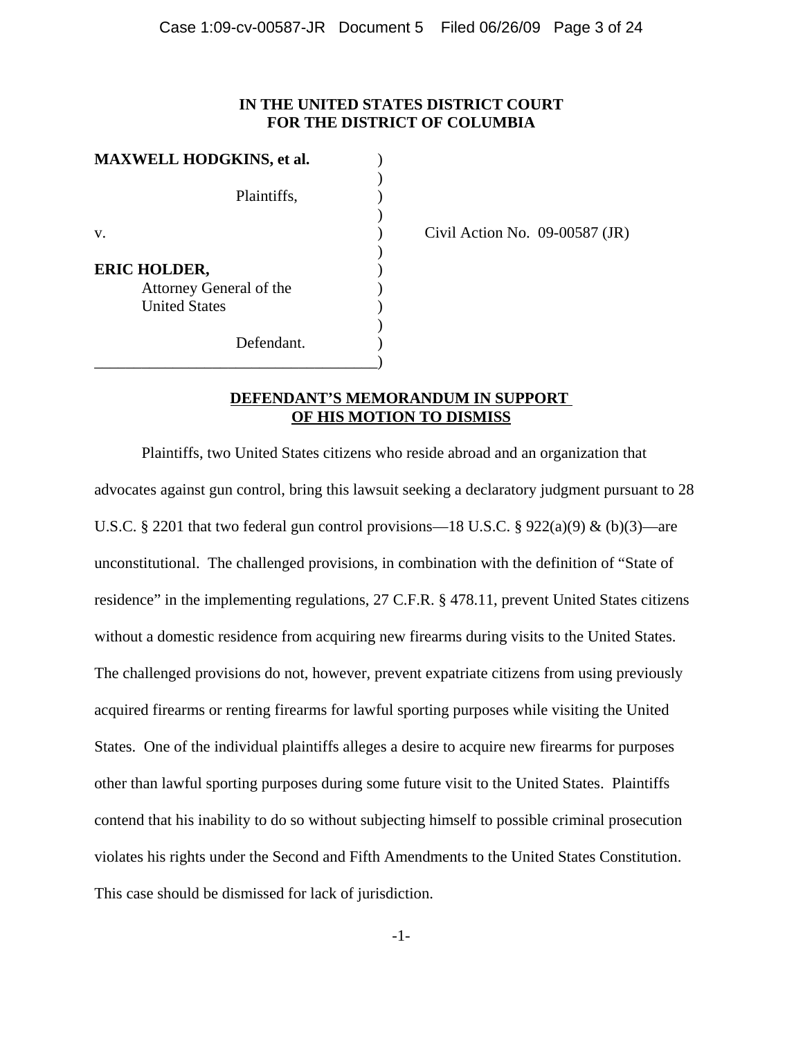**IN THE UNITED STATES DISTRICT COURT**
**FOR THE DISTRICT OF COLUMBIA**

| | | |
|---|---|---|
| **MAXWELL HODGKINS, et al.** | ) | |
| Plaintiffs, | ) | |
| v. | ) | Civil Action No. 09-00587 (JR) |
| **ERIC HOLDER,** Attorney General of the United States | ) | |
| Defendant. | ) | |

**DEFENDANT'S MEMORANDUM IN SUPPORT OF HIS MOTION TO DISMISS**

Plaintiffs, two United States citizens who reside abroad and an organization that advocates against gun control, bring this lawsuit seeking a declaratory judgment pursuant to 28 U.S.C. § 2201 that two federal gun control provisions—18 U.S.C. § 922(a)(9) & (b)(3)—are unconstitutional. The challenged provisions, in combination with the definition of "State of residence" in the implementing regulations, 27 C.F.R. § 478.11, prevent United States citizens without a domestic residence from acquiring new firearms during visits to the United States. The challenged provisions do not, however, prevent expatriate citizens from using previously acquired firearms or renting firearms for lawful sporting purposes while visiting the United States. One of the individual plaintiffs alleges a desire to acquire new firearms for purposes other than lawful sporting purposes during some future visit to the United States. Plaintiffs contend that his inability to do so without subjecting himself to possible criminal prosecution violates his rights under the Second and Fifth Amendments to the United States Constitution. This case should be dismissed for lack of jurisdiction.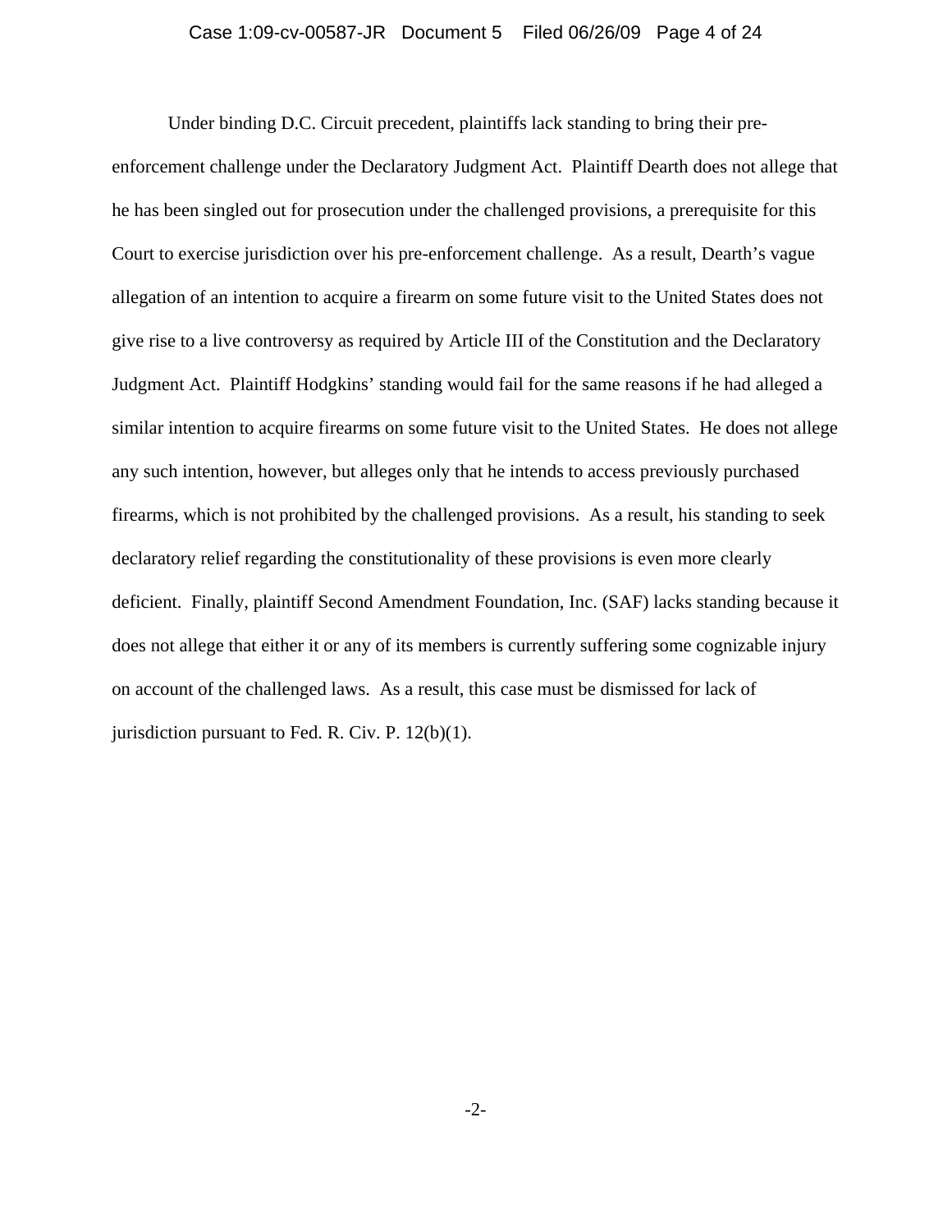Under binding D.C. Circuit precedent, plaintiffs lack standing to bring their pre-enforcement challenge under the Declaratory Judgment Act. Plaintiff Dearth does not allege that he has been singled out for prosecution under the challenged provisions, a prerequisite for this Court to exercise jurisdiction over his pre-enforcement challenge. As a result, Dearth's vague allegation of an intention to acquire a firearm on some future visit to the United States does not give rise to a live controversy as required by Article III of the Constitution and the Declaratory Judgment Act. Plaintiff Hodgkins' standing would fail for the same reasons if he had alleged a similar intention to acquire firearms on some future visit to the United States. He does not allege any such intention, however, but alleges only that he intends to access previously purchased firearms, which is not prohibited by the challenged provisions. As a result, his standing to seek declaratory relief regarding the constitutionality of these provisions is even more clearly deficient. Finally, plaintiff Second Amendment Foundation, Inc. (SAF) lacks standing because it does not allege that either it or any of its members is currently suffering some cognizable injury on account of the challenged laws. As a result, this case must be dismissed for lack of jurisdiction pursuant to Fed. R. Civ. P. 12(b)(1).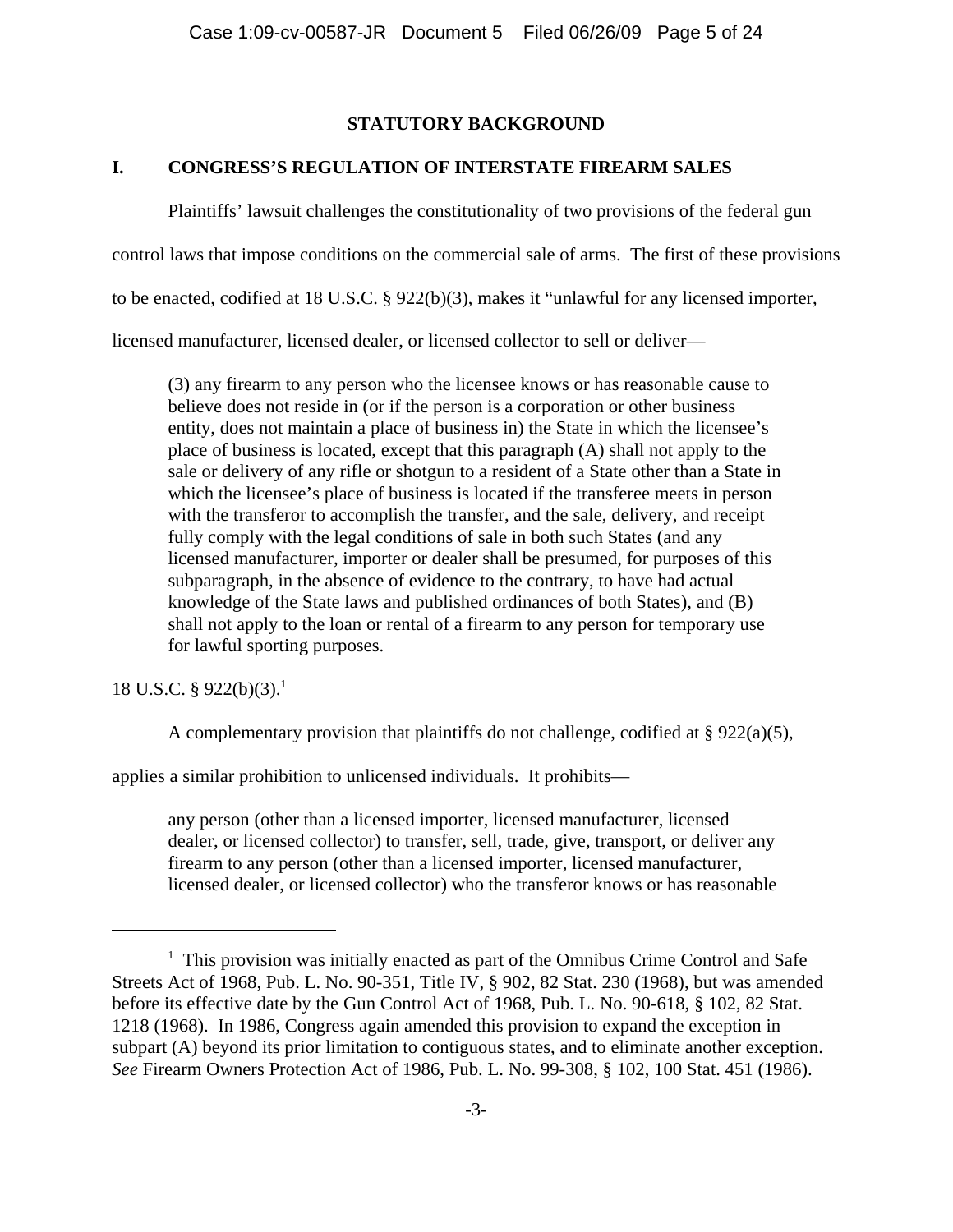## STATUTORY BACKGROUND

### I. CONGRESS'S REGULATION OF INTERSTATE FIREARM SALES

Plaintiffs' lawsuit challenges the constitutionality of two provisions of the federal gun control laws that impose conditions on the commercial sale of arms. The first of these provisions to be enacted, codified at 18 U.S.C. § 922(b)(3), makes it "unlawful for any licensed importer, licensed manufacturer, licensed dealer, or licensed collector to sell or deliver—

> (3) any firearm to any person who the licensee knows or has reasonable cause to believe does not reside in (or if the person is a corporation or other business entity, does not maintain a place of business in) the State in which the licensee's place of business is located, except that this paragraph (A) shall not apply to the sale or delivery of any rifle or shotgun to a resident of a State other than a State in which the licensee's place of business is located if the transferee meets in person with the transferor to accomplish the transfer, and the sale, delivery, and receipt fully comply with the legal conditions of sale in both such States (and any licensed manufacturer, importer or dealer shall be presumed, for purposes of this subparagraph, in the absence of evidence to the contrary, to have had actual knowledge of the State laws and published ordinances of both States), and (B) shall not apply to the loan or rental of a firearm to any person for temporary use for lawful sporting purposes.

18 U.S.C. § 922(b)(3).[1]

A complementary provision that plaintiffs do not challenge, codified at § 922(a)(5), applies a similar prohibition to unlicensed individuals. It prohibits—

> any person (other than a licensed importer, licensed manufacturer, licensed dealer, or licensed collector) to transfer, sell, trade, give, transport, or deliver any firearm to any person (other than a licensed importer, licensed manufacturer, licensed dealer, or licensed collector) who the transferor knows or has reasonable

---

[1] This provision was initially enacted as part of the Omnibus Crime Control and Safe Streets Act of 1968, Pub. L. No. 90-351, Title IV, § 902, 82 Stat. 230 (1968), but was amended before its effective date by the Gun Control Act of 1968, Pub. L. No. 90-618, § 102, 82 Stat. 1218 (1968). In 1986, Congress again amended this provision to expand the exception in subpart (A) beyond its prior limitation to contiguous states, and to eliminate another exception. *See* Firearm Owners Protection Act of 1986, Pub. L. No. 99-308, § 102, 100 Stat. 451 (1986).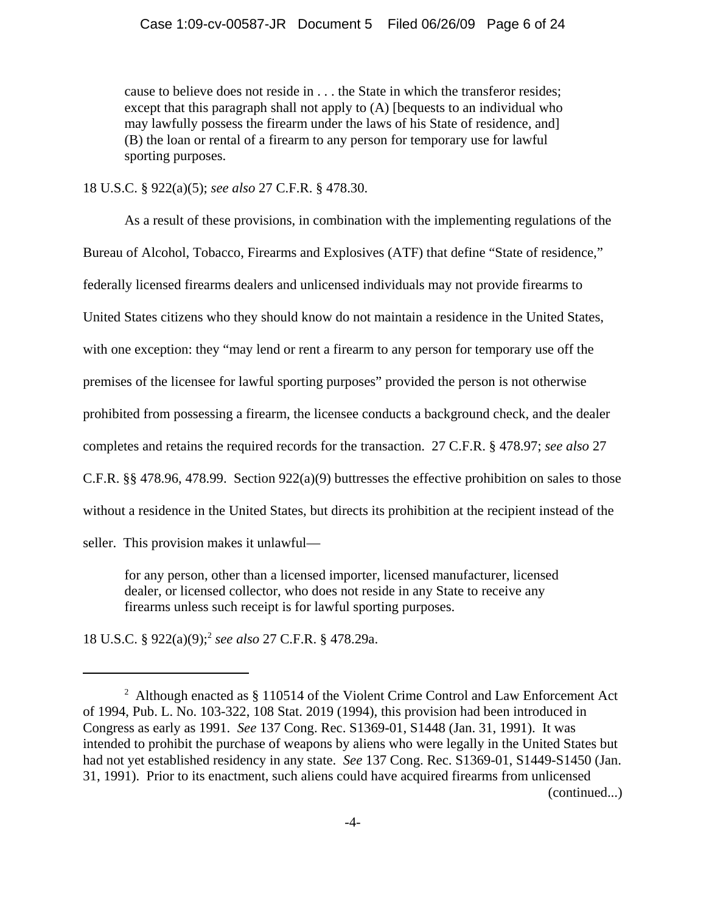> cause to believe does not reside in . . . the State in which the transferor resides; except that this paragraph shall not apply to (A) [bequests to an individual who may lawfully possess the firearm under the laws of his State of residence, and] (B) the loan or rental of a firearm to any person for temporary use for lawful sporting purposes.

18 U.S.C. § 922(a)(5); *see also* 27 C.F.R. § 478.30.

As a result of these provisions, in combination with the implementing regulations of the Bureau of Alcohol, Tobacco, Firearms and Explosives (ATF) that define "State of residence," federally licensed firearms dealers and unlicensed individuals may not provide firearms to United States citizens who they should know do not maintain a residence in the United States, with one exception: they "may lend or rent a firearm to any person for temporary use off the premises of the licensee for lawful sporting purposes" provided the person is not otherwise prohibited from possessing a firearm, the licensee conducts a background check, and the dealer completes and retains the required records for the transaction. 27 C.F.R. § 478.97; *see also* 27 C.F.R. §§ 478.96, 478.99. Section 922(a)(9) buttresses the effective prohibition on sales to those without a residence in the United States, but directs its prohibition at the recipient instead of the seller. This provision makes it unlawful—

> for any person, other than a licensed importer, licensed manufacturer, licensed dealer, or licensed collector, who does not reside in any State to receive any firearms unless such receipt is for lawful sporting purposes.

18 U.S.C. § 922(a)(9);[2] *see also* 27 C.F.R. § 478.29a.

---

[2] Although enacted as § 110514 of the Violent Crime Control and Law Enforcement Act of 1994, Pub. L. No. 103-322, 108 Stat. 2019 (1994), this provision had been introduced in Congress as early as 1991. *See* 137 Cong. Rec. S1369-01, S1448 (Jan. 31, 1991). It was intended to prohibit the purchase of weapons by aliens who were legally in the United States but had not yet established residency in any state. *See* 137 Cong. Rec. S1369-01, S1449-S1450 (Jan. 31, 1991). Prior to its enactment, such aliens could have acquired firearms from unlicensed (continued...)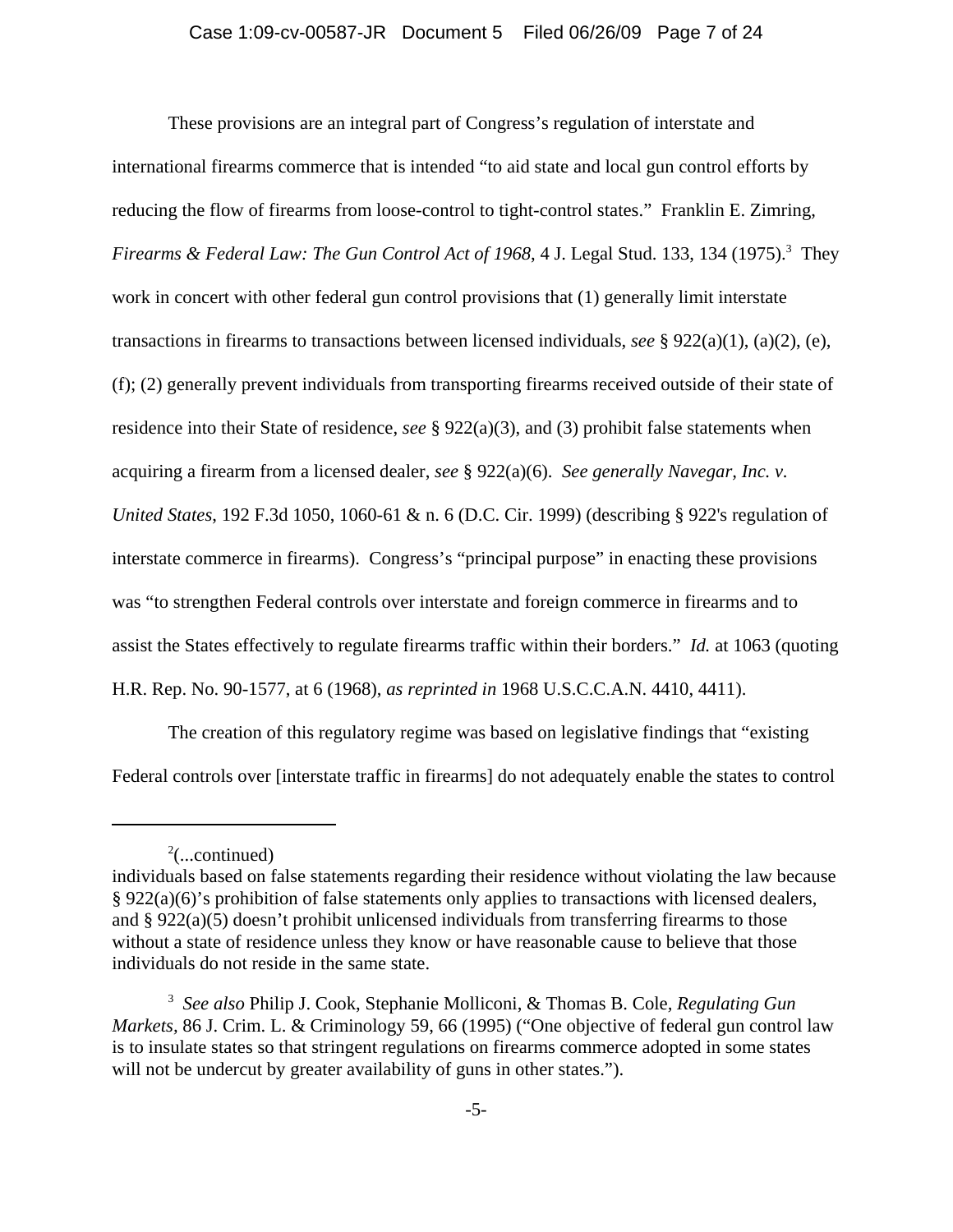These provisions are an integral part of Congress's regulation of interstate and international firearms commerce that is intended "to aid state and local gun control efforts by reducing the flow of firearms from loose-control to tight-control states." Franklin E. Zimring, *Firearms & Federal Law: The Gun Control Act of 1968*, 4 J. Legal Stud. 133, 134 (1975).[3] They work in concert with other federal gun control provisions that (1) generally limit interstate transactions in firearms to transactions between licensed individuals, *see* § 922(a)(1), (a)(2), (e), (f); (2) generally prevent individuals from transporting firearms received outside of their state of residence into their State of residence, *see* § 922(a)(3), and (3) prohibit false statements when acquiring a firearm from a licensed dealer, *see* § 922(a)(6). *See generally Navegar, Inc. v. United States*, 192 F.3d 1050, 1060-61 & n. 6 (D.C. Cir. 1999) (describing § 922's regulation of interstate commerce in firearms). Congress's "principal purpose" in enacting these provisions was "to strengthen Federal controls over interstate and foreign commerce in firearms and to assist the States effectively to regulate firearms traffic within their borders." *Id.* at 1063 (quoting H.R. Rep. No. 90-1577, at 6 (1968), *as reprinted in* 1968 U.S.C.C.A.N. 4410, 4411).

The creation of this regulatory regime was based on legislative findings that "existing Federal controls over [interstate traffic in firearms] do not adequately enable the states to control

---

[2](...continued)
individuals based on false statements regarding their residence without violating the law because § 922(a)(6)'s prohibition of false statements only applies to transactions with licensed dealers, and § 922(a)(5) doesn't prohibit unlicensed individuals from transferring firearms to those without a state of residence unless they know or have reasonable cause to believe that those individuals do not reside in the same state.

[3] *See also* Philip J. Cook, Stephanie Molliconi, & Thomas B. Cole, *Regulating Gun Markets*, 86 J. Crim. L. & Criminology 59, 66 (1995) ("One objective of federal gun control law is to insulate states so that stringent regulations on firearms commerce adopted in some states will not be undercut by greater availability of guns in other states.").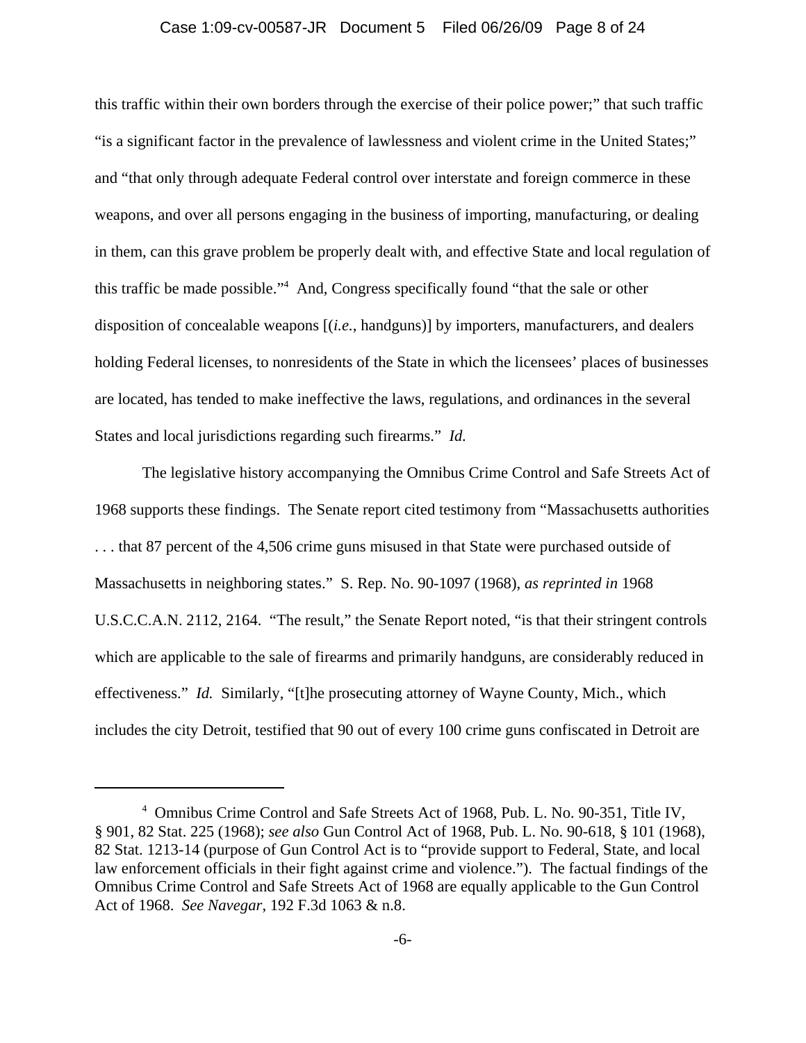this traffic within their own borders through the exercise of their police power;" that such traffic "is a significant factor in the prevalence of lawlessness and violent crime in the United States;" and "that only through adequate Federal control over interstate and foreign commerce in these weapons, and over all persons engaging in the business of importing, manufacturing, or dealing in them, can this grave problem be properly dealt with, and effective State and local regulation of this traffic be made possible."[4] And, Congress specifically found "that the sale or other disposition of concealable weapons [(*i.e.*, handguns)] by importers, manufacturers, and dealers holding Federal licenses, to nonresidents of the State in which the licensees' places of businesses are located, has tended to make ineffective the laws, regulations, and ordinances in the several States and local jurisdictions regarding such firearms." *Id.*

The legislative history accompanying the Omnibus Crime Control and Safe Streets Act of 1968 supports these findings. The Senate report cited testimony from "Massachusetts authorities . . . that 87 percent of the 4,506 crime guns misused in that State were purchased outside of Massachusetts in neighboring states." S. Rep. No. 90-1097 (1968), *as reprinted in* 1968 U.S.C.C.A.N. 2112, 2164. "The result," the Senate Report noted, "is that their stringent controls which are applicable to the sale of firearms and primarily handguns, are considerably reduced in effectiveness." *Id.* Similarly, "[t]he prosecuting attorney of Wayne County, Mich., which includes the city Detroit, testified that 90 out of every 100 crime guns confiscated in Detroit are

---

[4] Omnibus Crime Control and Safe Streets Act of 1968, Pub. L. No. 90-351, Title IV, § 901, 82 Stat. 225 (1968); *see also* Gun Control Act of 1968, Pub. L. No. 90-618, § 101 (1968), 82 Stat. 1213-14 (purpose of Gun Control Act is to "provide support to Federal, State, and local law enforcement officials in their fight against crime and violence."). The factual findings of the Omnibus Crime Control and Safe Streets Act of 1968 are equally applicable to the Gun Control Act of 1968. *See Navegar*, 192 F.3d 1063 & n.8.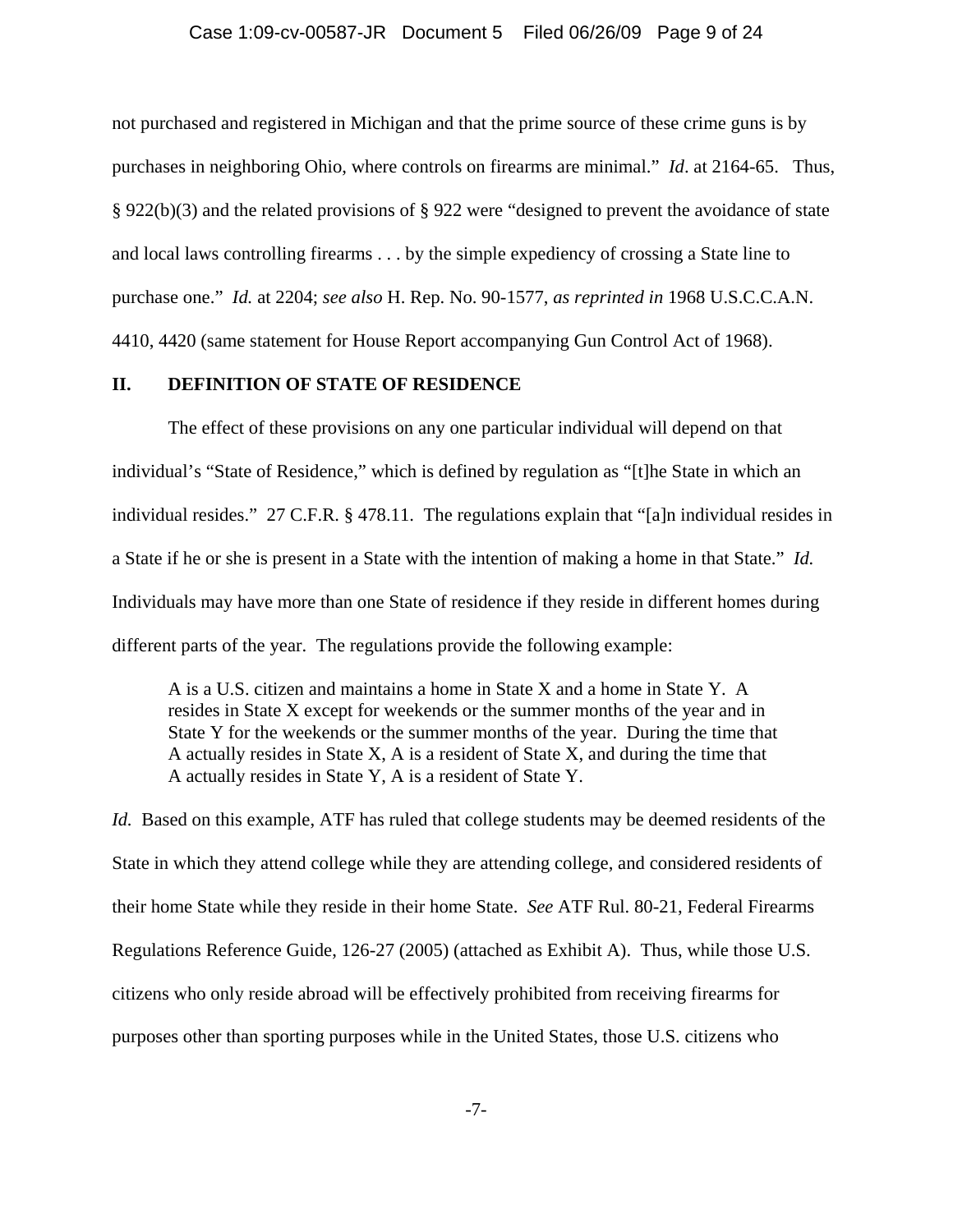not purchased and registered in Michigan and that the prime source of these crime guns is by purchases in neighboring Ohio, where controls on firearms are minimal." *Id*. at 2164-65. Thus, § 922(b)(3) and the related provisions of § 922 were "designed to prevent the avoidance of state and local laws controlling firearms . . . by the simple expediency of crossing a State line to purchase one." *Id.* at 2204; *see also* H. Rep. No. 90-1577, *as reprinted in* 1968 U.S.C.C.A.N. 4410, 4420 (same statement for House Report accompanying Gun Control Act of 1968).

## II. DEFINITION OF STATE OF RESIDENCE

The effect of these provisions on any one particular individual will depend on that individual's "State of Residence," which is defined by regulation as "[t]he State in which an individual resides." 27 C.F.R. § 478.11. The regulations explain that "[a]n individual resides in a State if he or she is present in a State with the intention of making a home in that State." *Id.* Individuals may have more than one State of residence if they reside in different homes during different parts of the year. The regulations provide the following example:

> A is a U.S. citizen and maintains a home in State X and a home in State Y. A resides in State X except for weekends or the summer months of the year and in State Y for the weekends or the summer months of the year. During the time that A actually resides in State X, A is a resident of State X, and during the time that A actually resides in State Y, A is a resident of State Y.

*Id.* Based on this example, ATF has ruled that college students may be deemed residents of the State in which they attend college while they are attending college, and considered residents of their home State while they reside in their home State. *See* ATF Rul. 80-21, Federal Firearms Regulations Reference Guide, 126-27 (2005) (attached as Exhibit A). Thus, while those U.S. citizens who only reside abroad will be effectively prohibited from receiving firearms for purposes other than sporting purposes while in the United States, those U.S. citizens who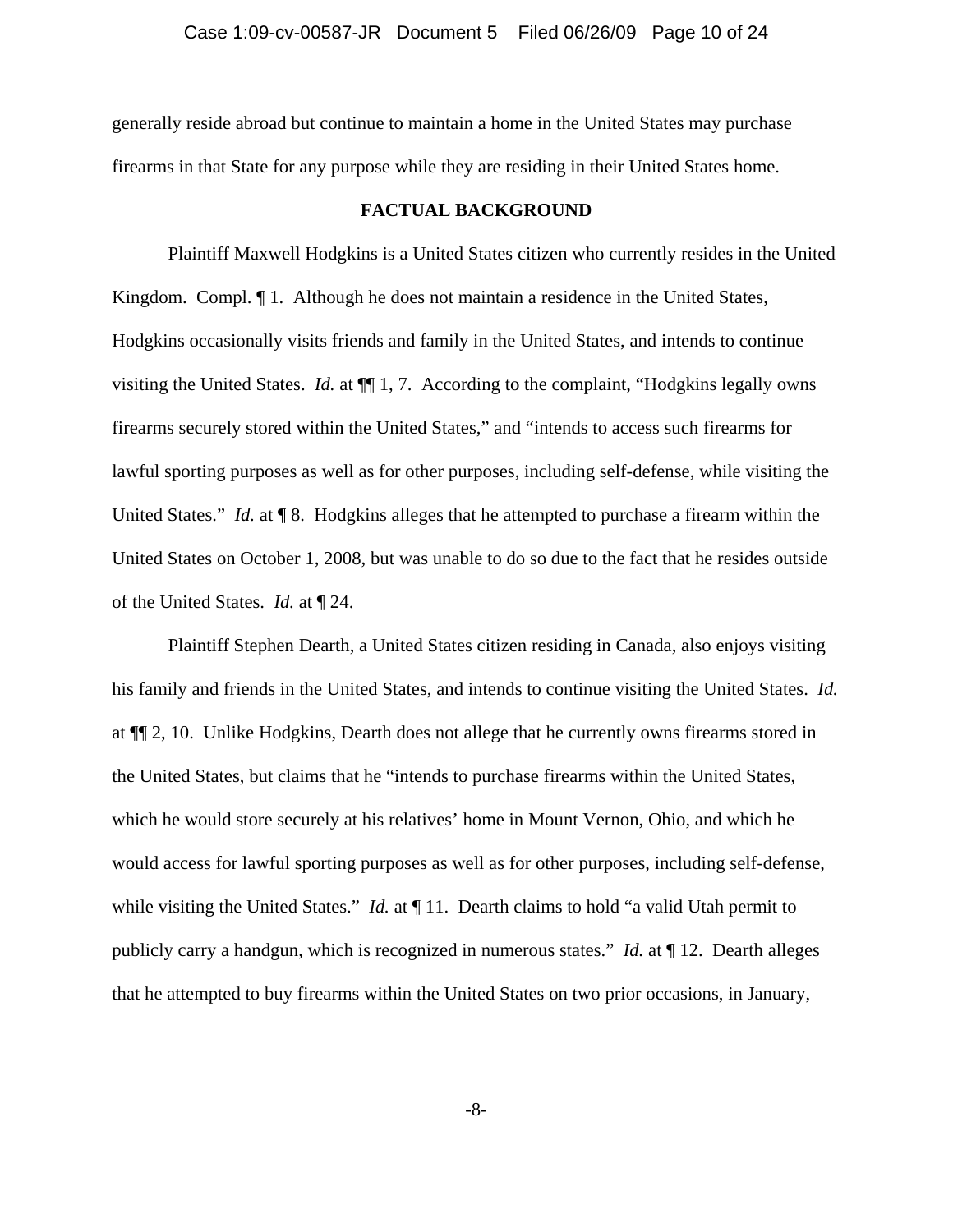generally reside abroad but continue to maintain a home in the United States may purchase firearms in that State for any purpose while they are residing in their United States home.

## FACTUAL BACKGROUND

Plaintiff Maxwell Hodgkins is a United States citizen who currently resides in the United Kingdom. Compl. ¶ 1. Although he does not maintain a residence in the United States, Hodgkins occasionally visits friends and family in the United States, and intends to continue visiting the United States. *Id.* at ¶¶ 1, 7. According to the complaint, "Hodgkins legally owns firearms securely stored within the United States," and "intends to access such firearms for lawful sporting purposes as well as for other purposes, including self-defense, while visiting the United States." *Id.* at ¶ 8. Hodgkins alleges that he attempted to purchase a firearm within the United States on October 1, 2008, but was unable to do so due to the fact that he resides outside of the United States. *Id.* at ¶ 24.

Plaintiff Stephen Dearth, a United States citizen residing in Canada, also enjoys visiting his family and friends in the United States, and intends to continue visiting the United States. *Id.* at ¶¶ 2, 10. Unlike Hodgkins, Dearth does not allege that he currently owns firearms stored in the United States, but claims that he "intends to purchase firearms within the United States, which he would store securely at his relatives' home in Mount Vernon, Ohio, and which he would access for lawful sporting purposes as well as for other purposes, including self-defense, while visiting the United States." *Id.* at ¶ 11. Dearth claims to hold "a valid Utah permit to publicly carry a handgun, which is recognized in numerous states." *Id.* at ¶ 12. Dearth alleges that he attempted to buy firearms within the United States on two prior occasions, in January,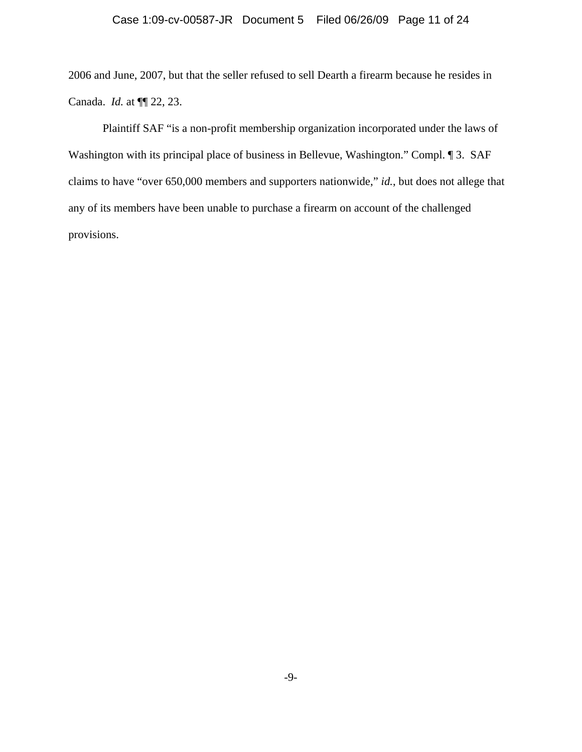2006 and June, 2007, but that the seller refused to sell Dearth a firearm because he resides in Canada. *Id.* at ¶¶ 22, 23.

Plaintiff SAF "is a non-profit membership organization incorporated under the laws of Washington with its principal place of business in Bellevue, Washington." Compl. ¶ 3. SAF claims to have "over 650,000 members and supporters nationwide," *id.*, but does not allege that any of its members have been unable to purchase a firearm on account of the challenged provisions.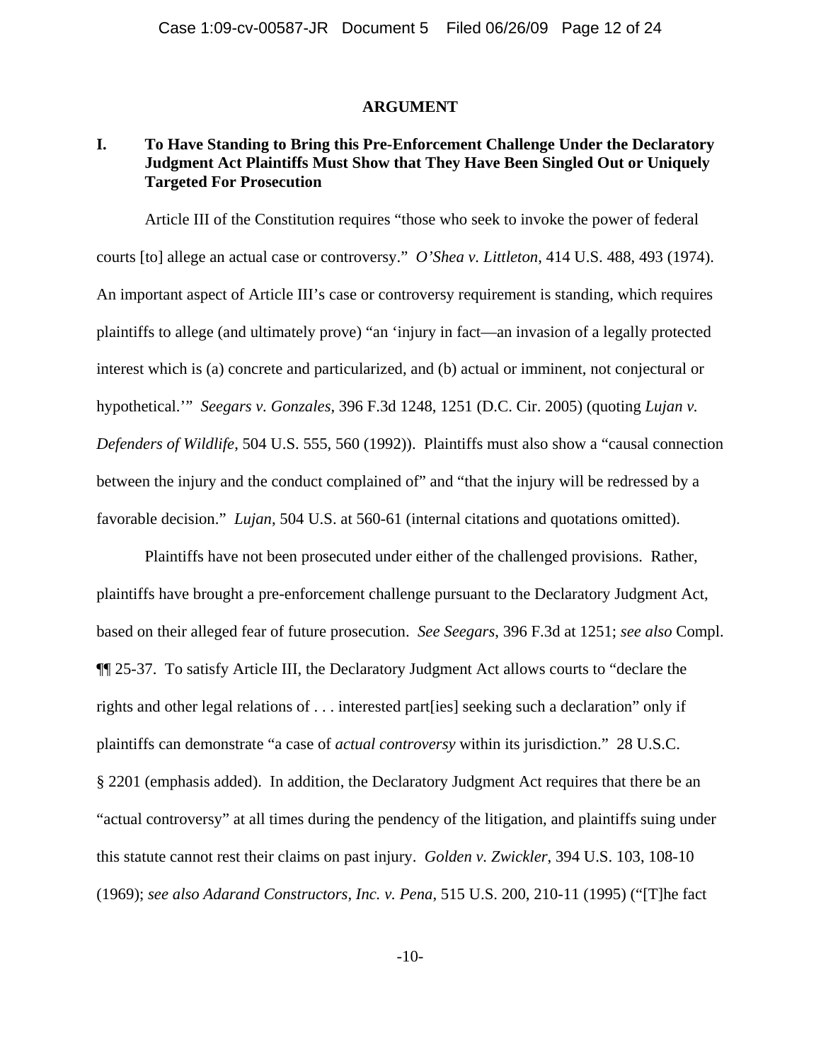## ARGUMENT

### I. To Have Standing to Bring this Pre-Enforcement Challenge Under the Declaratory Judgment Act Plaintiffs Must Show that They Have Been Singled Out or Uniquely Targeted For Prosecution

Article III of the Constitution requires "those who seek to invoke the power of federal courts [to] allege an actual case or controversy." *O'Shea v. Littleton*, 414 U.S. 488, 493 (1974). An important aspect of Article III's case or controversy requirement is standing, which requires plaintiffs to allege (and ultimately prove) "an 'injury in fact—an invasion of a legally protected interest which is (a) concrete and particularized, and (b) actual or imminent, not conjectural or hypothetical.'" *Seegars v. Gonzales*, 396 F.3d 1248, 1251 (D.C. Cir. 2005) (quoting *Lujan v. Defenders of Wildlife*, 504 U.S. 555, 560 (1992)). Plaintiffs must also show a "causal connection between the injury and the conduct complained of" and "that the injury will be redressed by a favorable decision." *Lujan*, 504 U.S. at 560-61 (internal citations and quotations omitted).

Plaintiffs have not been prosecuted under either of the challenged provisions. Rather, plaintiffs have brought a pre-enforcement challenge pursuant to the Declaratory Judgment Act, based on their alleged fear of future prosecution. *See Seegars*, 396 F.3d at 1251; *see also* Compl. ¶¶ 25-37. To satisfy Article III, the Declaratory Judgment Act allows courts to "declare the rights and other legal relations of . . . interested part[ies] seeking such a declaration" only if plaintiffs can demonstrate "a case of *actual controversy* within its jurisdiction." 28 U.S.C. § 2201 (emphasis added). In addition, the Declaratory Judgment Act requires that there be an "actual controversy" at all times during the pendency of the litigation, and plaintiffs suing under this statute cannot rest their claims on past injury. *Golden v. Zwickler*, 394 U.S. 103, 108-10 (1969); *see also Adarand Constructors, Inc. v. Pena*, 515 U.S. 200, 210-11 (1995) ("[T]he fact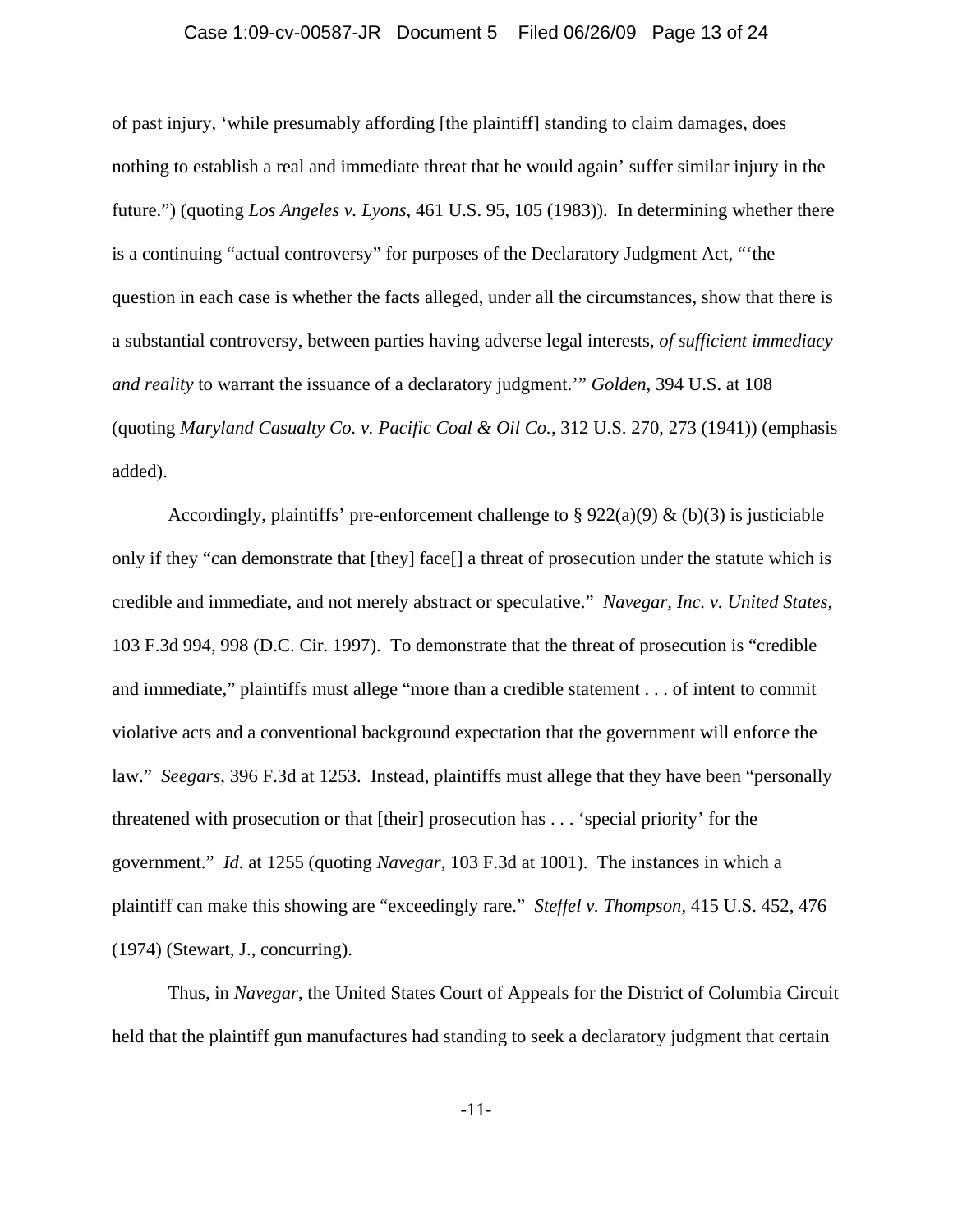of past injury, 'while presumably affording [the plaintiff] standing to claim damages, does nothing to establish a real and immediate threat that he would again' suffer similar injury in the future.") (quoting *Los Angeles v. Lyons*, 461 U.S. 95, 105 (1983)). In determining whether there is a continuing "actual controversy" for purposes of the Declaratory Judgment Act, "'the question in each case is whether the facts alleged, under all the circumstances, show that there is a substantial controversy, between parties having adverse legal interests, *of sufficient immediacy and reality* to warrant the issuance of a declaratory judgment.'" *Golden*, 394 U.S. at 108 (quoting *Maryland Casualty Co. v. Pacific Coal & Oil Co.*, 312 U.S. 270, 273 (1941)) (emphasis added).

Accordingly, plaintiffs' pre-enforcement challenge to § 922(a)(9) & (b)(3) is justiciable only if they "can demonstrate that [they] face[] a threat of prosecution under the statute which is credible and immediate, and not merely abstract or speculative." *Navegar, Inc. v. United States*, 103 F.3d 994, 998 (D.C. Cir. 1997). To demonstrate that the threat of prosecution is "credible and immediate," plaintiffs must allege "more than a credible statement . . . of intent to commit violative acts and a conventional background expectation that the government will enforce the law." *Seegars*, 396 F.3d at 1253. Instead, plaintiffs must allege that they have been "personally threatened with prosecution or that [their] prosecution has . . . 'special priority' for the government." *Id.* at 1255 (quoting *Navegar*, 103 F.3d at 1001). The instances in which a plaintiff can make this showing are "exceedingly rare." *Steffel v. Thompson*, 415 U.S. 452, 476 (1974) (Stewart, J., concurring).

Thus, in *Navegar*, the United States Court of Appeals for the District of Columbia Circuit held that the plaintiff gun manufactures had standing to seek a declaratory judgment that certain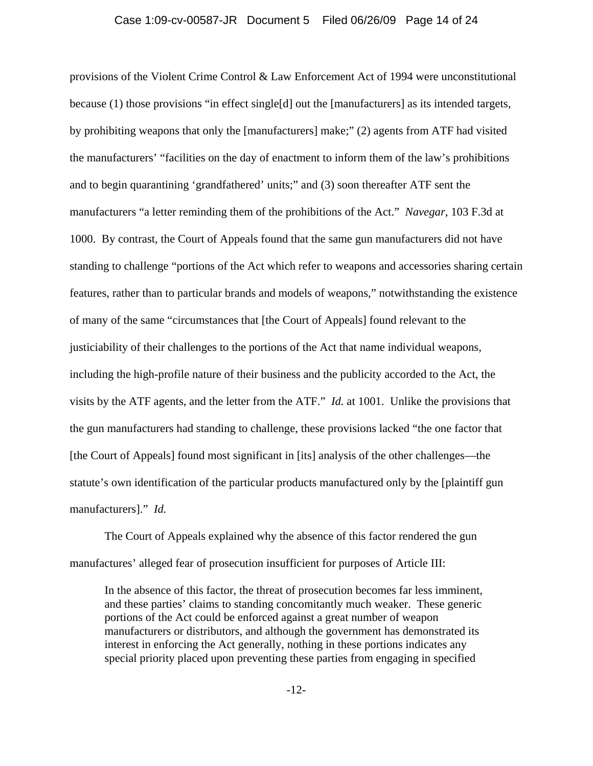provisions of the Violent Crime Control & Law Enforcement Act of 1994 were unconstitutional because (1) those provisions "in effect single[d] out the [manufacturers] as its intended targets, by prohibiting weapons that only the [manufacturers] make;" (2) agents from ATF had visited the manufacturers' "facilities on the day of enactment to inform them of the law's prohibitions and to begin quarantining 'grandfathered' units;" and (3) soon thereafter ATF sent the manufacturers "a letter reminding them of the prohibitions of the Act." *Navegar*, 103 F.3d at 1000. By contrast, the Court of Appeals found that the same gun manufacturers did not have standing to challenge "portions of the Act which refer to weapons and accessories sharing certain features, rather than to particular brands and models of weapons," notwithstanding the existence of many of the same "circumstances that [the Court of Appeals] found relevant to the justiciability of their challenges to the portions of the Act that name individual weapons, including the high-profile nature of their business and the publicity accorded to the Act, the visits by the ATF agents, and the letter from the ATF." *Id.* at 1001. Unlike the provisions that the gun manufacturers had standing to challenge, these provisions lacked "the one factor that [the Court of Appeals] found most significant in [its] analysis of the other challenges—the statute's own identification of the particular products manufactured only by the [plaintiff gun manufacturers]." *Id.*

The Court of Appeals explained why the absence of this factor rendered the gun manufactures' alleged fear of prosecution insufficient for purposes of Article III:

> In the absence of this factor, the threat of prosecution becomes far less imminent, and these parties' claims to standing concomitantly much weaker. These generic portions of the Act could be enforced against a great number of weapon manufacturers or distributors, and although the government has demonstrated its interest in enforcing the Act generally, nothing in these portions indicates any special priority placed upon preventing these parties from engaging in specified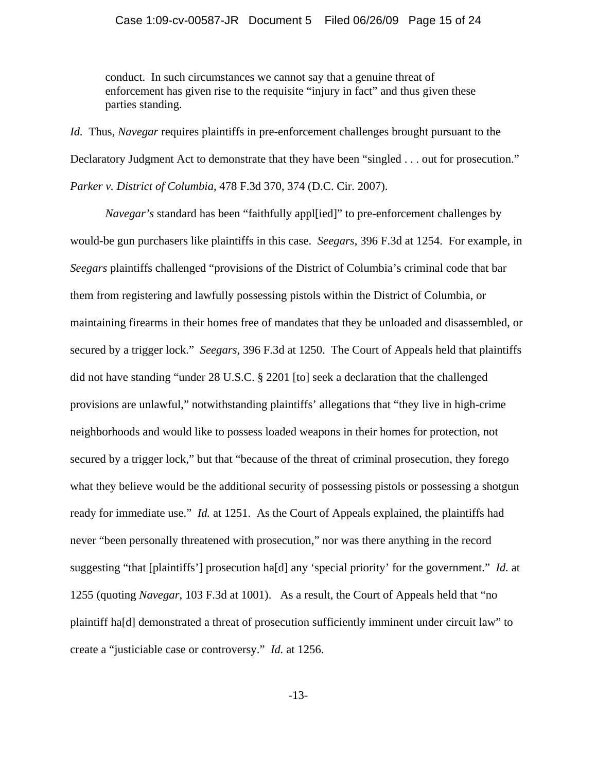> conduct. In such circumstances we cannot say that a genuine threat of enforcement has given rise to the requisite "injury in fact" and thus given these parties standing.

*Id.* Thus, *Navegar* requires plaintiffs in pre-enforcement challenges brought pursuant to the Declaratory Judgment Act to demonstrate that they have been "singled . . . out for prosecution." *Parker v. District of Columbia*, 478 F.3d 370, 374 (D.C. Cir. 2007).

*Navegar's* standard has been "faithfully appl[ied]" to pre-enforcement challenges by would-be gun purchasers like plaintiffs in this case. *Seegars*, 396 F.3d at 1254. For example, in *Seegars* plaintiffs challenged "provisions of the District of Columbia's criminal code that bar them from registering and lawfully possessing pistols within the District of Columbia, or maintaining firearms in their homes free of mandates that they be unloaded and disassembled, or secured by a trigger lock." *Seegars*, 396 F.3d at 1250. The Court of Appeals held that plaintiffs did not have standing "under 28 U.S.C. § 2201 [to] seek a declaration that the challenged provisions are unlawful," notwithstanding plaintiffs' allegations that "they live in high-crime neighborhoods and would like to possess loaded weapons in their homes for protection, not secured by a trigger lock," but that "because of the threat of criminal prosecution, they forego what they believe would be the additional security of possessing pistols or possessing a shotgun ready for immediate use." *Id.* at 1251. As the Court of Appeals explained, the plaintiffs had never "been personally threatened with prosecution," nor was there anything in the record suggesting "that [plaintiffs'] prosecution ha[d] any 'special priority' for the government." *Id.* at 1255 (quoting *Navegar*, 103 F.3d at 1001). As a result, the Court of Appeals held that "no plaintiff ha[d] demonstrated a threat of prosecution sufficiently imminent under circuit law" to create a "justiciable case or controversy." *Id.* at 1256.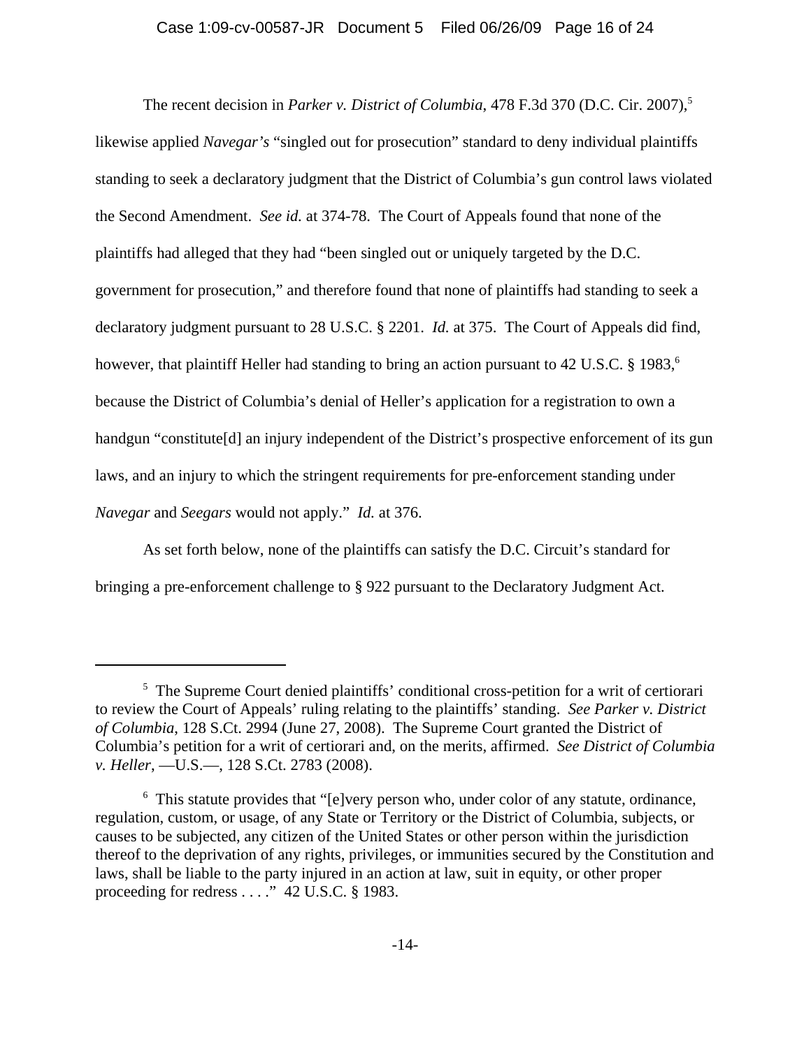The recent decision in *Parker v. District of Columbia*, 478 F.3d 370 (D.C. Cir. 2007),[5] likewise applied *Navegar's* "singled out for prosecution" standard to deny individual plaintiffs standing to seek a declaratory judgment that the District of Columbia's gun control laws violated the Second Amendment. *See id.* at 374-78. The Court of Appeals found that none of the plaintiffs had alleged that they had "been singled out or uniquely targeted by the D.C. government for prosecution," and therefore found that none of plaintiffs had standing to seek a declaratory judgment pursuant to 28 U.S.C. § 2201. *Id.* at 375. The Court of Appeals did find, however, that plaintiff Heller had standing to bring an action pursuant to 42 U.S.C. § 1983,[6] because the District of Columbia's denial of Heller's application for a registration to own a handgun "constitute[d] an injury independent of the District's prospective enforcement of its gun laws, and an injury to which the stringent requirements for pre-enforcement standing under *Navegar* and *Seegars* would not apply." *Id.* at 376.

As set forth below, none of the plaintiffs can satisfy the D.C. Circuit's standard for bringing a pre-enforcement challenge to § 922 pursuant to the Declaratory Judgment Act.

---

[5] The Supreme Court denied plaintiffs' conditional cross-petition for a writ of certiorari to review the Court of Appeals' ruling relating to the plaintiffs' standing. *See Parker v. District of Columbia*, 128 S.Ct. 2994 (June 27, 2008). The Supreme Court granted the District of Columbia's petition for a writ of certiorari and, on the merits, affirmed. *See District of Columbia v. Heller*, —U.S.—, 128 S.Ct. 2783 (2008).

[6] This statute provides that "[e]very person who, under color of any statute, ordinance, regulation, custom, or usage, of any State or Territory or the District of Columbia, subjects, or causes to be subjected, any citizen of the United States or other person within the jurisdiction thereof to the deprivation of any rights, privileges, or immunities secured by the Constitution and laws, shall be liable to the party injured in an action at law, suit in equity, or other proper proceeding for redress . . . ." 42 U.S.C. § 1983.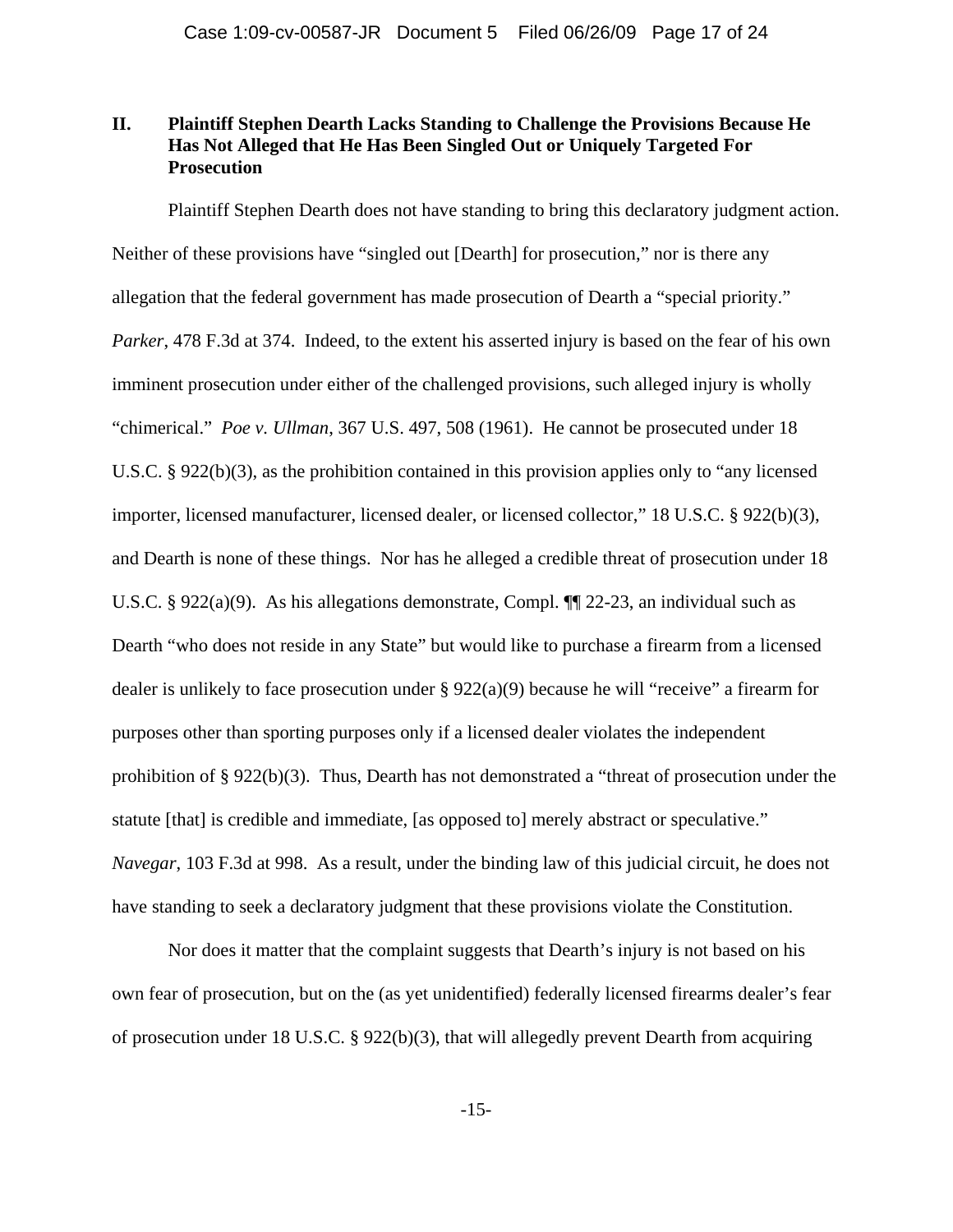## II. Plaintiff Stephen Dearth Lacks Standing to Challenge the Provisions Because He Has Not Alleged that He Has Been Singled Out or Uniquely Targeted For Prosecution

Plaintiff Stephen Dearth does not have standing to bring this declaratory judgment action. Neither of these provisions have "singled out [Dearth] for prosecution," nor is there any allegation that the federal government has made prosecution of Dearth a "special priority." *Parker*, 478 F.3d at 374. Indeed, to the extent his asserted injury is based on the fear of his own imminent prosecution under either of the challenged provisions, such alleged injury is wholly "chimerical." *Poe v. Ullman*, 367 U.S. 497, 508 (1961). He cannot be prosecuted under 18 U.S.C. § 922(b)(3), as the prohibition contained in this provision applies only to "any licensed importer, licensed manufacturer, licensed dealer, or licensed collector," 18 U.S.C. § 922(b)(3), and Dearth is none of these things. Nor has he alleged a credible threat of prosecution under 18 U.S.C. § 922(a)(9). As his allegations demonstrate, Compl. ¶¶ 22-23, an individual such as Dearth "who does not reside in any State" but would like to purchase a firearm from a licensed dealer is unlikely to face prosecution under § 922(a)(9) because he will "receive" a firearm for purposes other than sporting purposes only if a licensed dealer violates the independent prohibition of § 922(b)(3). Thus, Dearth has not demonstrated a "threat of prosecution under the statute [that] is credible and immediate, [as opposed to] merely abstract or speculative." *Navegar*, 103 F.3d at 998. As a result, under the binding law of this judicial circuit, he does not have standing to seek a declaratory judgment that these provisions violate the Constitution.

Nor does it matter that the complaint suggests that Dearth's injury is not based on his own fear of prosecution, but on the (as yet unidentified) federally licensed firearms dealer's fear of prosecution under 18 U.S.C. § 922(b)(3), that will allegedly prevent Dearth from acquiring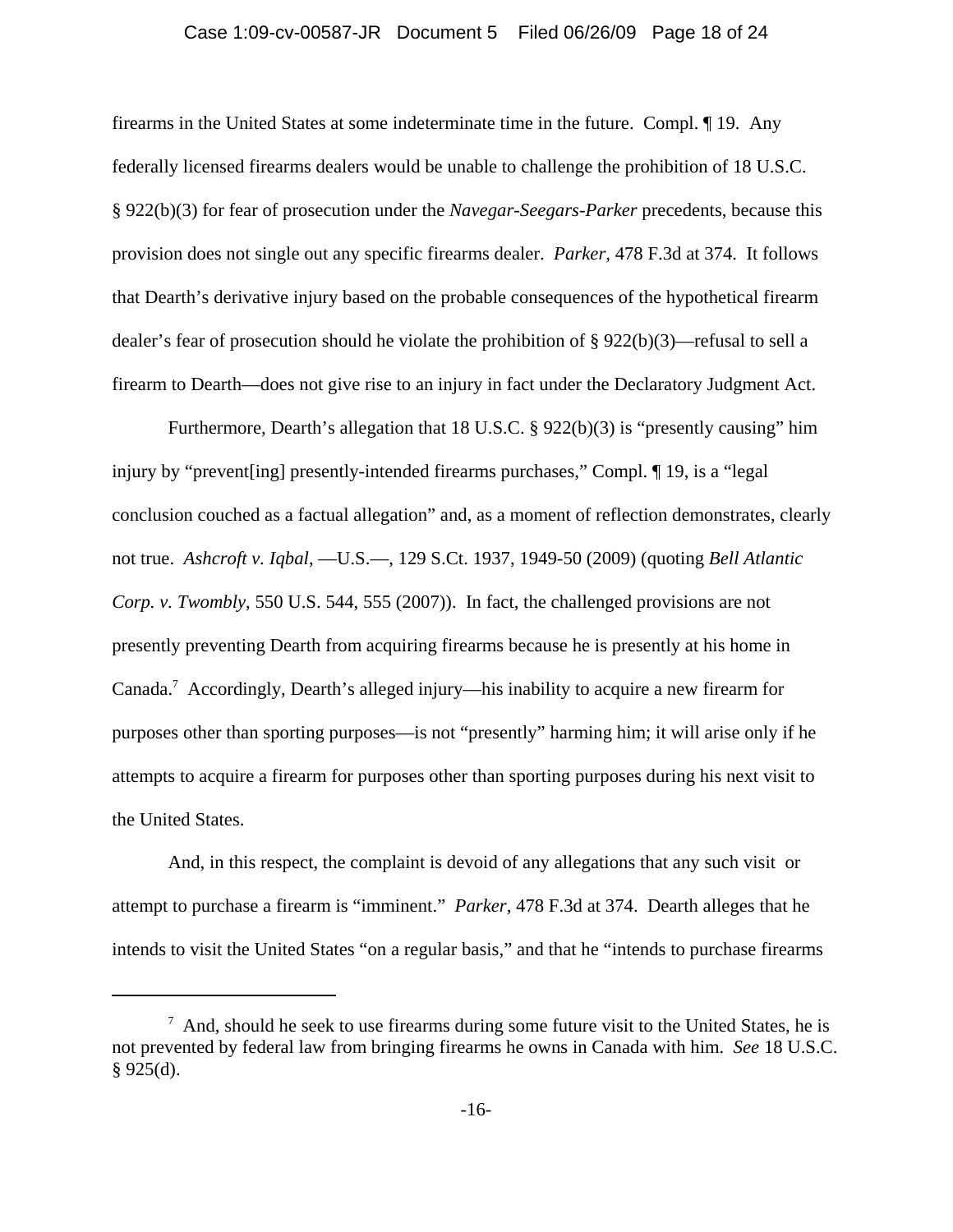firearms in the United States at some indeterminate time in the future. Compl. ¶ 19. Any federally licensed firearms dealers would be unable to challenge the prohibition of 18 U.S.C. § 922(b)(3) for fear of prosecution under the *Navegar-Seegars-Parker* precedents, because this provision does not single out any specific firearms dealer. *Parker*, 478 F.3d at 374. It follows that Dearth's derivative injury based on the probable consequences of the hypothetical firearm dealer's fear of prosecution should he violate the prohibition of § 922(b)(3)—refusal to sell a firearm to Dearth—does not give rise to an injury in fact under the Declaratory Judgment Act.

Furthermore, Dearth's allegation that 18 U.S.C. § 922(b)(3) is "presently causing" him injury by "prevent[ing] presently-intended firearms purchases," Compl. ¶ 19, is a "legal conclusion couched as a factual allegation" and, as a moment of reflection demonstrates, clearly not true. *Ashcroft v. Iqbal*, —U.S.—, 129 S.Ct. 1937, 1949-50 (2009) (quoting *Bell Atlantic Corp. v. Twombly*, 550 U.S. 544, 555 (2007)). In fact, the challenged provisions are not presently preventing Dearth from acquiring firearms because he is presently at his home in Canada.[7] Accordingly, Dearth's alleged injury—his inability to acquire a new firearm for purposes other than sporting purposes—is not "presently" harming him; it will arise only if he attempts to acquire a firearm for purposes other than sporting purposes during his next visit to the United States.

And, in this respect, the complaint is devoid of any allegations that any such visit or attempt to purchase a firearm is "imminent." *Parker*, 478 F.3d at 374. Dearth alleges that he intends to visit the United States "on a regular basis," and that he "intends to purchase firearms

---

[7] And, should he seek to use firearms during some future visit to the United States, he is not prevented by federal law from bringing firearms he owns in Canada with him. *See* 18 U.S.C. § 925(d).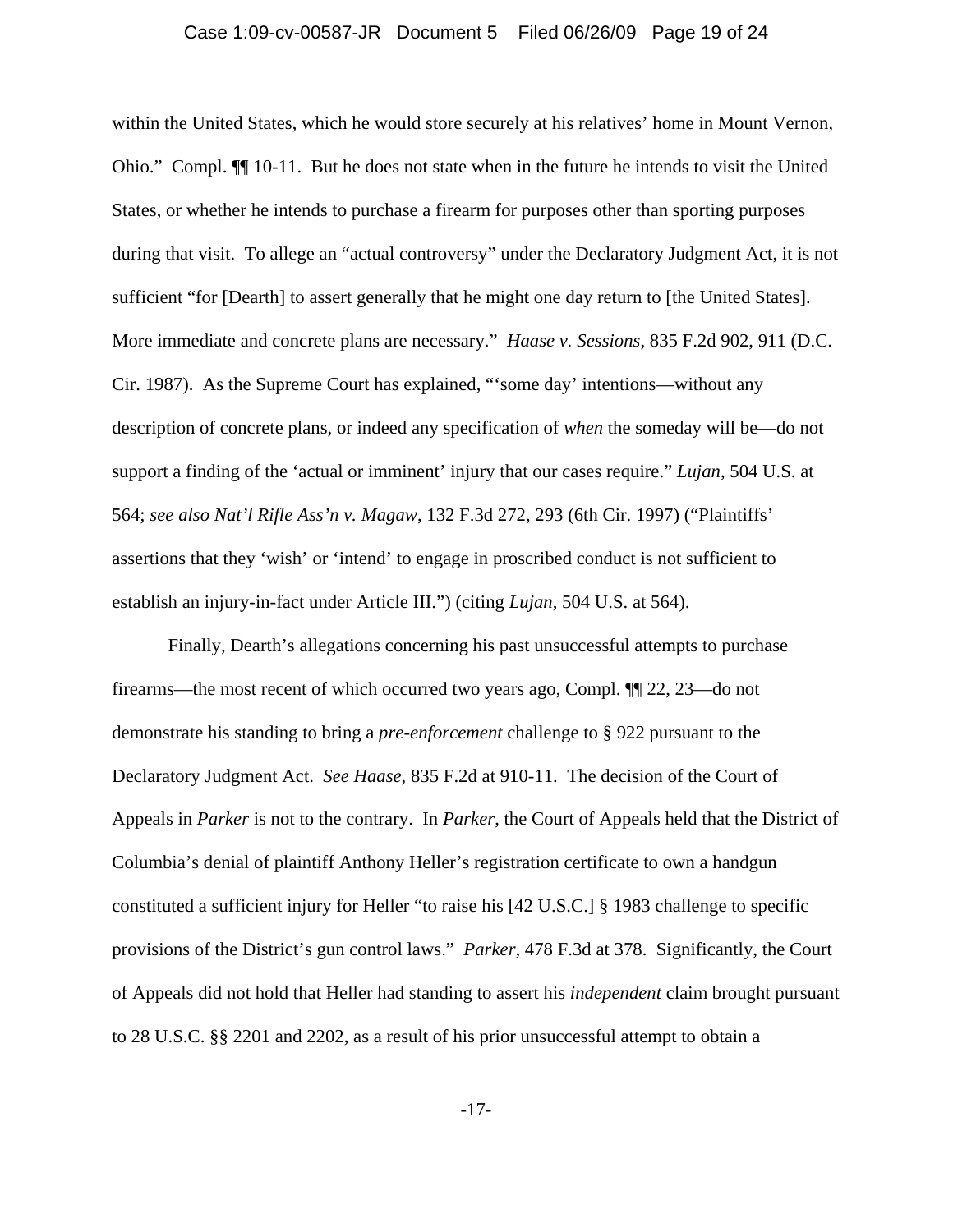within the United States, which he would store securely at his relatives' home in Mount Vernon, Ohio." Compl. ¶¶ 10-11. But he does not state when in the future he intends to visit the United States, or whether he intends to purchase a firearm for purposes other than sporting purposes during that visit. To allege an "actual controversy" under the Declaratory Judgment Act, it is not sufficient "for [Dearth] to assert generally that he might one day return to [the United States]. More immediate and concrete plans are necessary." *Haase v. Sessions*, 835 F.2d 902, 911 (D.C. Cir. 1987). As the Supreme Court has explained, "'some day' intentions—without any description of concrete plans, or indeed any specification of *when* the someday will be—do not support a finding of the 'actual or imminent' injury that our cases require." *Lujan*, 504 U.S. at 564; *see also Nat'l Rifle Ass'n v. Magaw*, 132 F.3d 272, 293 (6th Cir. 1997) ("Plaintiffs' assertions that they 'wish' or 'intend' to engage in proscribed conduct is not sufficient to establish an injury-in-fact under Article III.") (citing *Lujan*, 504 U.S. at 564).

Finally, Dearth's allegations concerning his past unsuccessful attempts to purchase firearms—the most recent of which occurred two years ago, Compl. ¶¶ 22, 23—do not demonstrate his standing to bring a *pre-enforcement* challenge to § 922 pursuant to the Declaratory Judgment Act. *See Haase*, 835 F.2d at 910-11. The decision of the Court of Appeals in *Parker* is not to the contrary. In *Parker*, the Court of Appeals held that the District of Columbia's denial of plaintiff Anthony Heller's registration certificate to own a handgun constituted a sufficient injury for Heller "to raise his [42 U.S.C.] § 1983 challenge to specific provisions of the District's gun control laws." *Parker*, 478 F.3d at 378. Significantly, the Court of Appeals did not hold that Heller had standing to assert his *independent* claim brought pursuant to 28 U.S.C. §§ 2201 and 2202, as a result of his prior unsuccessful attempt to obtain a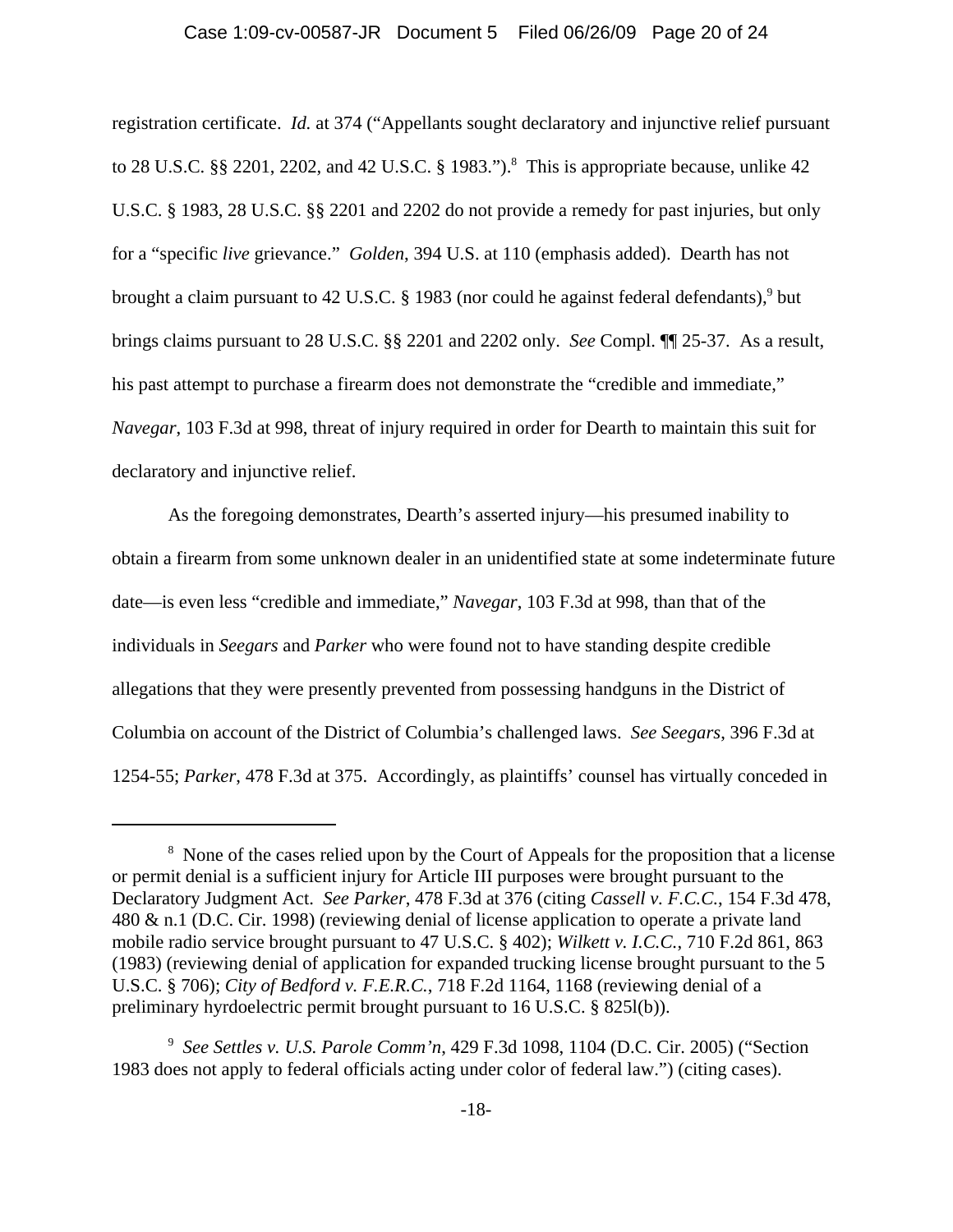registration certificate. *Id.* at 374 ("Appellants sought declaratory and injunctive relief pursuant to 28 U.S.C. §§ 2201, 2202, and 42 U.S.C. § 1983.").[8] This is appropriate because, unlike 42 U.S.C. § 1983, 28 U.S.C. §§ 2201 and 2202 do not provide a remedy for past injuries, but only for a "specific *live* grievance." *Golden*, 394 U.S. at 110 (emphasis added). Dearth has not brought a claim pursuant to 42 U.S.C. § 1983 (nor could he against federal defendants),[9] but brings claims pursuant to 28 U.S.C. §§ 2201 and 2202 only. *See* Compl. ¶¶ 25-37. As a result, his past attempt to purchase a firearm does not demonstrate the "credible and immediate," *Navegar*, 103 F.3d at 998, threat of injury required in order for Dearth to maintain this suit for declaratory and injunctive relief.

As the foregoing demonstrates, Dearth's asserted injury—his presumed inability to obtain a firearm from some unknown dealer in an unidentified state at some indeterminate future date—is even less "credible and immediate," *Navegar*, 103 F.3d at 998, than that of the individuals in *Seegars* and *Parker* who were found not to have standing despite credible allegations that they were presently prevented from possessing handguns in the District of Columbia on account of the District of Columbia's challenged laws. *See Seegars*, 396 F.3d at 1254-55; *Parker*, 478 F.3d at 375. Accordingly, as plaintiffs' counsel has virtually conceded in

---

[8] None of the cases relied upon by the Court of Appeals for the proposition that a license or permit denial is a sufficient injury for Article III purposes were brought pursuant to the Declaratory Judgment Act. *See Parker*, 478 F.3d at 376 (citing *Cassell v. F.C.C.*, 154 F.3d 478, 480 & n.1 (D.C. Cir. 1998) (reviewing denial of license application to operate a private land mobile radio service brought pursuant to 47 U.S.C. § 402); *Wilkett v. I.C.C.*, 710 F.2d 861, 863 (1983) (reviewing denial of application for expanded trucking license brought pursuant to the 5 U.S.C. § 706); *City of Bedford v. F.E.R.C.*, 718 F.2d 1164, 1168 (reviewing denial of a preliminary hyrdoelectric permit brought pursuant to 16 U.S.C. § 825l(b)).

[9] *See Settles v. U.S. Parole Comm'n*, 429 F.3d 1098, 1104 (D.C. Cir. 2005) ("Section 1983 does not apply to federal officials acting under color of federal law.") (citing cases).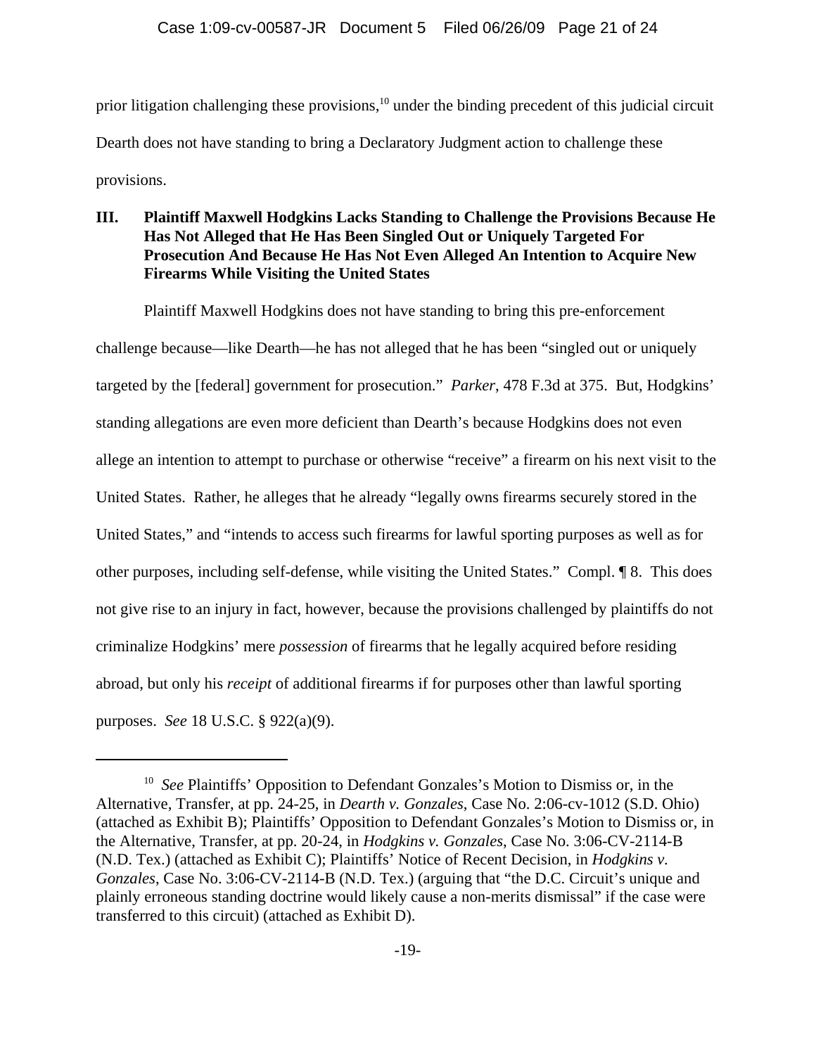prior litigation challenging these provisions,[10] under the binding precedent of this judicial circuit Dearth does not have standing to bring a Declaratory Judgment action to challenge these provisions.

## III. Plaintiff Maxwell Hodgkins Lacks Standing to Challenge the Provisions Because He Has Not Alleged that He Has Been Singled Out or Uniquely Targeted For Prosecution And Because He Has Not Even Alleged An Intention to Acquire New Firearms While Visiting the United States

Plaintiff Maxwell Hodgkins does not have standing to bring this pre-enforcement challenge because—like Dearth—he has not alleged that he has been "singled out or uniquely targeted by the [federal] government for prosecution." *Parker*, 478 F.3d at 375. But, Hodgkins' standing allegations are even more deficient than Dearth's because Hodgkins does not even allege an intention to attempt to purchase or otherwise "receive" a firearm on his next visit to the United States. Rather, he alleges that he already "legally owns firearms securely stored in the United States," and "intends to access such firearms for lawful sporting purposes as well as for other purposes, including self-defense, while visiting the United States." Compl. ¶ 8. This does not give rise to an injury in fact, however, because the provisions challenged by plaintiffs do not criminalize Hodgkins' mere *possession* of firearms that he legally acquired before residing abroad, but only his *receipt* of additional firearms if for purposes other than lawful sporting purposes. *See* 18 U.S.C. § 922(a)(9).

---

[10] *See* Plaintiffs' Opposition to Defendant Gonzales's Motion to Dismiss or, in the Alternative, Transfer, at pp. 24-25, in *Dearth v. Gonzales*, Case No. 2:06-cv-1012 (S.D. Ohio) (attached as Exhibit B); Plaintiffs' Opposition to Defendant Gonzales's Motion to Dismiss or, in the Alternative, Transfer, at pp. 20-24, in *Hodgkins v. Gonzales*, Case No. 3:06-CV-2114-B (N.D. Tex.) (attached as Exhibit C); Plaintiffs' Notice of Recent Decision, in *Hodgkins v. Gonzales*, Case No. 3:06-CV-2114-B (N.D. Tex.) (arguing that "the D.C. Circuit's unique and plainly erroneous standing doctrine would likely cause a non-merits dismissal" if the case were transferred to this circuit) (attached as Exhibit D).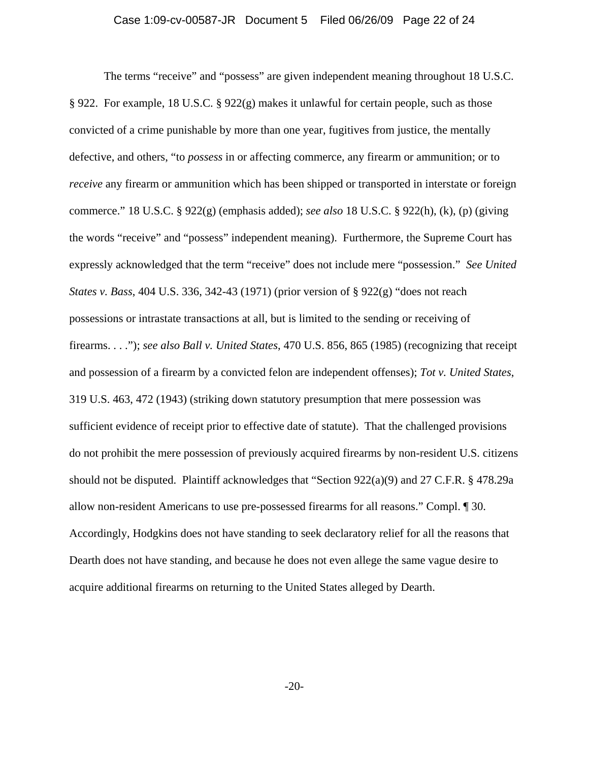The terms "receive" and "possess" are given independent meaning throughout 18 U.S.C. § 922. For example, 18 U.S.C. § 922(g) makes it unlawful for certain people, such as those convicted of a crime punishable by more than one year, fugitives from justice, the mentally defective, and others, "to *possess* in or affecting commerce, any firearm or ammunition; or to *receive* any firearm or ammunition which has been shipped or transported in interstate or foreign commerce." 18 U.S.C. § 922(g) (emphasis added); *see also* 18 U.S.C. § 922(h), (k), (p) (giving the words "receive" and "possess" independent meaning). Furthermore, the Supreme Court has expressly acknowledged that the term "receive" does not include mere "possession." *See United States v. Bass*, 404 U.S. 336, 342-43 (1971) (prior version of § 922(g) "does not reach possessions or intrastate transactions at all, but is limited to the sending or receiving of firearms. . . ."); *see also Ball v. United States*, 470 U.S. 856, 865 (1985) (recognizing that receipt and possession of a firearm by a convicted felon are independent offenses); *Tot v. United States*, 319 U.S. 463, 472 (1943) (striking down statutory presumption that mere possession was sufficient evidence of receipt prior to effective date of statute). That the challenged provisions do not prohibit the mere possession of previously acquired firearms by non-resident U.S. citizens should not be disputed. Plaintiff acknowledges that "Section 922(a)(9) and 27 C.F.R. § 478.29a allow non-resident Americans to use pre-possessed firearms for all reasons." Compl. ¶ 30. Accordingly, Hodgkins does not have standing to seek declaratory relief for all the reasons that Dearth does not have standing, and because he does not even allege the same vague desire to acquire additional firearms on returning to the United States alleged by Dearth.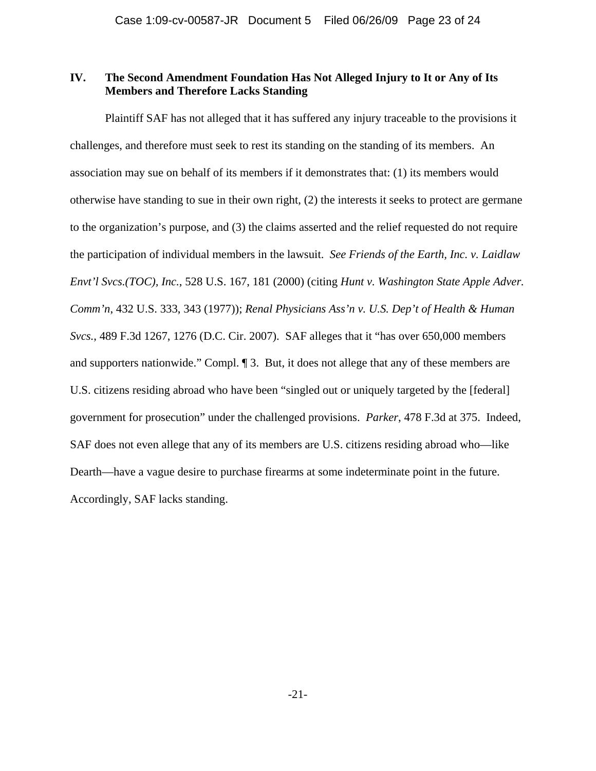## IV. The Second Amendment Foundation Has Not Alleged Injury to It or Any of Its Members and Therefore Lacks Standing

Plaintiff SAF has not alleged that it has suffered any injury traceable to the provisions it challenges, and therefore must seek to rest its standing on the standing of its members. An association may sue on behalf of its members if it demonstrates that: (1) its members would otherwise have standing to sue in their own right, (2) the interests it seeks to protect are germane to the organization's purpose, and (3) the claims asserted and the relief requested do not require the participation of individual members in the lawsuit. *See Friends of the Earth, Inc. v. Laidlaw Envt'l Svcs.(TOC), Inc.*, 528 U.S. 167, 181 (2000) (citing *Hunt v. Washington State Apple Adver. Comm'n*, 432 U.S. 333, 343 (1977)); *Renal Physicians Ass'n v. U.S. Dep't of Health & Human Svcs.*, 489 F.3d 1267, 1276 (D.C. Cir. 2007). SAF alleges that it "has over 650,000 members and supporters nationwide." Compl. ¶ 3. But, it does not allege that any of these members are U.S. citizens residing abroad who have been "singled out or uniquely targeted by the [federal] government for prosecution" under the challenged provisions. *Parker*, 478 F.3d at 375. Indeed, SAF does not even allege that any of its members are U.S. citizens residing abroad who—like Dearth—have a vague desire to purchase firearms at some indeterminate point in the future. Accordingly, SAF lacks standing.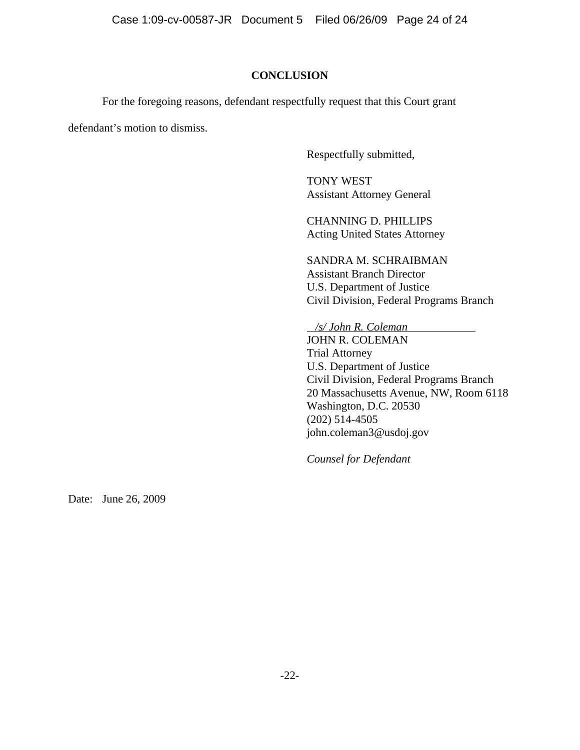## CONCLUSION

For the foregoing reasons, defendant respectfully request that this Court grant defendant's motion to dismiss.

Respectfully submitted,

TONY WEST
Assistant Attorney General

CHANNING D. PHILLIPS
Acting United States Attorney

SANDRA M. SCHRAIBMAN
Assistant Branch Director
U.S. Department of Justice
Civil Division, Federal Programs Branch

*/s/ John R. Coleman*
JOHN R. COLEMAN
Trial Attorney
U.S. Department of Justice
Civil Division, Federal Programs Branch
20 Massachusetts Avenue, NW, Room 6118
Washington, D.C. 20530
(202) 514-4505
john.coleman3@usdoj.gov

*Counsel for Defendant*

Date: June 26, 2009